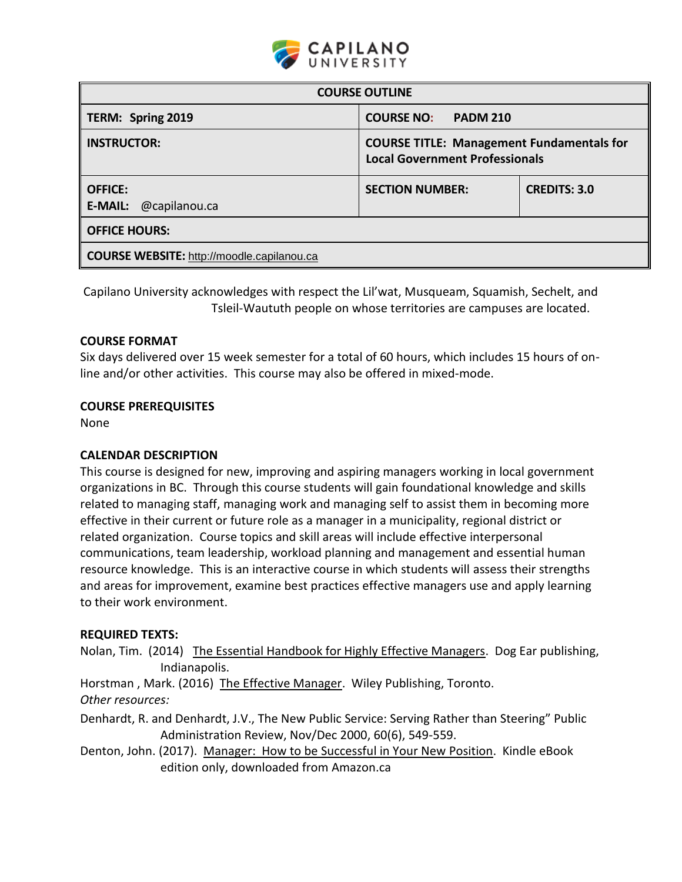CAPILANO UNIVERSITY

| COURSE OUTLINE | | |
|---|---|---|
| **TERM: Spring 2019** | **COURSE NO: PADM 210** | |
| **INSTRUCTOR:** | **COURSE TITLE: Management Fundamentals for Local Government Professionals** | |
| **OFFICE:** **E-MAIL:** @capilanou.ca | **SECTION NUMBER:** | **CREDITS: 3.0** |
| **OFFICE HOURS:** | | |
| **COURSE WEBSITE:** http://moodle.capilanou.ca | | |

Capilano University acknowledges with respect the Lil'wat, Musqueam, Squamish, Sechelt, and Tsleil-Waututh people on whose territories are campuses are located.

**COURSE FORMAT**

Six days delivered over 15 week semester for a total of 60 hours, which includes 15 hours of on-line and/or other activities. This course may also be offered in mixed-mode.

**COURSE PREREQUISITES**

None

**CALENDAR DESCRIPTION**

This course is designed for new, improving and aspiring managers working in local government organizations in BC. Through this course students will gain foundational knowledge and skills related to managing staff, managing work and managing self to assist them in becoming more effective in their current or future role as a manager in a municipality, regional district or related organization. Course topics and skill areas will include effective interpersonal communications, team leadership, workload planning and management and essential human resource knowledge. This is an interactive course in which students will assess their strengths and areas for improvement, examine best practices effective managers use and apply learning to their work environment.

**REQUIRED TEXTS:**

Nolan, Tim. (2014) The Essential Handbook for Highly Effective Managers. Dog Ear publishing, Indianapolis.

Horstman , Mark. (2016) The Effective Manager. Wiley Publishing, Toronto.

*Other resources:*

Denhardt, R. and Denhardt, J.V., The New Public Service: Serving Rather than Steering" Public Administration Review, Nov/Dec 2000, 60(6), 549-559.

Denton, John. (2017). Manager: How to be Successful in Your New Position. Kindle eBook edition only, downloaded from Amazon.ca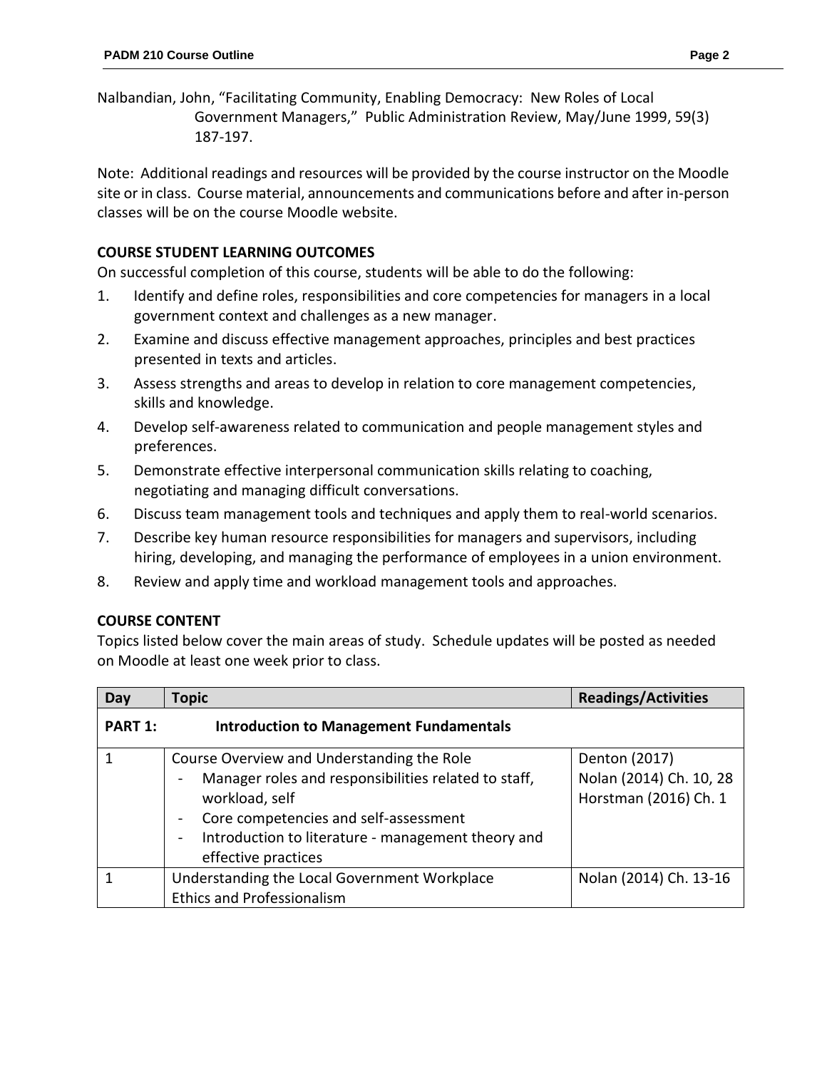Nalbandian, John, "Facilitating Community, Enabling Democracy: New Roles of Local Government Managers," Public Administration Review, May/June 1999, 59(3) 187-197.

Note: Additional readings and resources will be provided by the course instructor on the Moodle site or in class. Course material, announcements and communications before and after in-person classes will be on the course Moodle website.

## COURSE STUDENT LEARNING OUTCOMES

On successful completion of this course, students will be able to do the following:

1. Identify and define roles, responsibilities and core competencies for managers in a local government context and challenges as a new manager.
2. Examine and discuss effective management approaches, principles and best practices presented in texts and articles.
3. Assess strengths and areas to develop in relation to core management competencies, skills and knowledge.
4. Develop self-awareness related to communication and people management styles and preferences.
5. Demonstrate effective interpersonal communication skills relating to coaching, negotiating and managing difficult conversations.
6. Discuss team management tools and techniques and apply them to real-world scenarios.
7. Describe key human resource responsibilities for managers and supervisors, including hiring, developing, and managing the performance of employees in a union environment.
8. Review and apply time and workload management tools and approaches.

## COURSE CONTENT

Topics listed below cover the main areas of study. Schedule updates will be posted as needed on Moodle at least one week prior to class.

| Day | Topic | Readings/Activities |
|---|---|---|
| **PART 1:** | **Introduction to Management Fundamentals** | |
| 1 | Course Overview and Understanding the Role<br>- Manager roles and responsibilities related to staff, workload, self<br>- Core competencies and self-assessment<br>- Introduction to literature - management theory and effective practices | Denton (2017)<br>Nolan (2014) Ch. 10, 28<br>Horstman (2016) Ch. 1 |
| 1 | Understanding the Local Government Workplace<br>Ethics and Professionalism | Nolan (2014) Ch. 13-16 |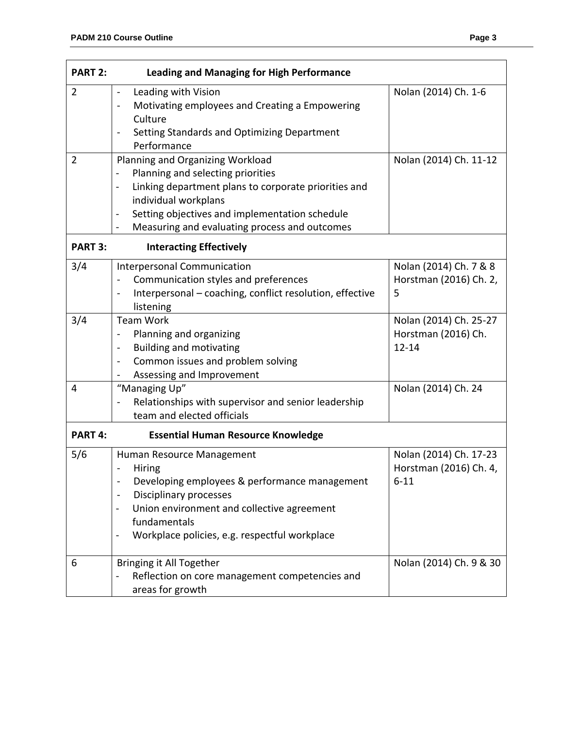| **PART 2:** | **Leading and Managing for High Performance** | |
|---|---|---|
| 2 | - Leading with Vision<br>- Motivating employees and Creating a Empowering Culture<br>- Setting Standards and Optimizing Department Performance | Nolan (2014) Ch. 1-6 |
| 2 | Planning and Organizing Workload<br>- Planning and selecting priorities<br>- Linking department plans to corporate priorities and individual workplans<br>- Setting objectives and implementation schedule<br>- Measuring and evaluating process and outcomes | Nolan (2014) Ch. 11-12 |
| **PART 3:** | **Interacting Effectively** | |
| 3/4 | Interpersonal Communication<br>- Communication styles and preferences<br>- Interpersonal – coaching, conflict resolution, effective listening | Nolan (2014) Ch. 7 & 8<br>Horstman (2016) Ch. 2, 5 |
| 3/4 | Team Work<br>- Planning and organizing<br>- Building and motivating<br>- Common issues and problem solving<br>- Assessing and Improvement | Nolan (2014) Ch. 25-27<br>Horstman (2016) Ch. 12-14 |
| 4 | "Managing Up"<br>- Relationships with supervisor and senior leadership team and elected officials | Nolan (2014) Ch. 24 |
| **PART 4:** | **Essential Human Resource Knowledge** | |
| 5/6 | Human Resource Management<br>- Hiring<br>- Developing employees & performance management<br>- Disciplinary processes<br>- Union environment and collective agreement fundamentals<br>- Workplace policies, e.g. respectful workplace | Nolan (2014) Ch. 17-23<br>Horstman (2016) Ch. 4, 6-11 |
| 6 | Bringing it All Together<br>- Reflection on core management competencies and areas for growth | Nolan (2014) Ch. 9 & 30 |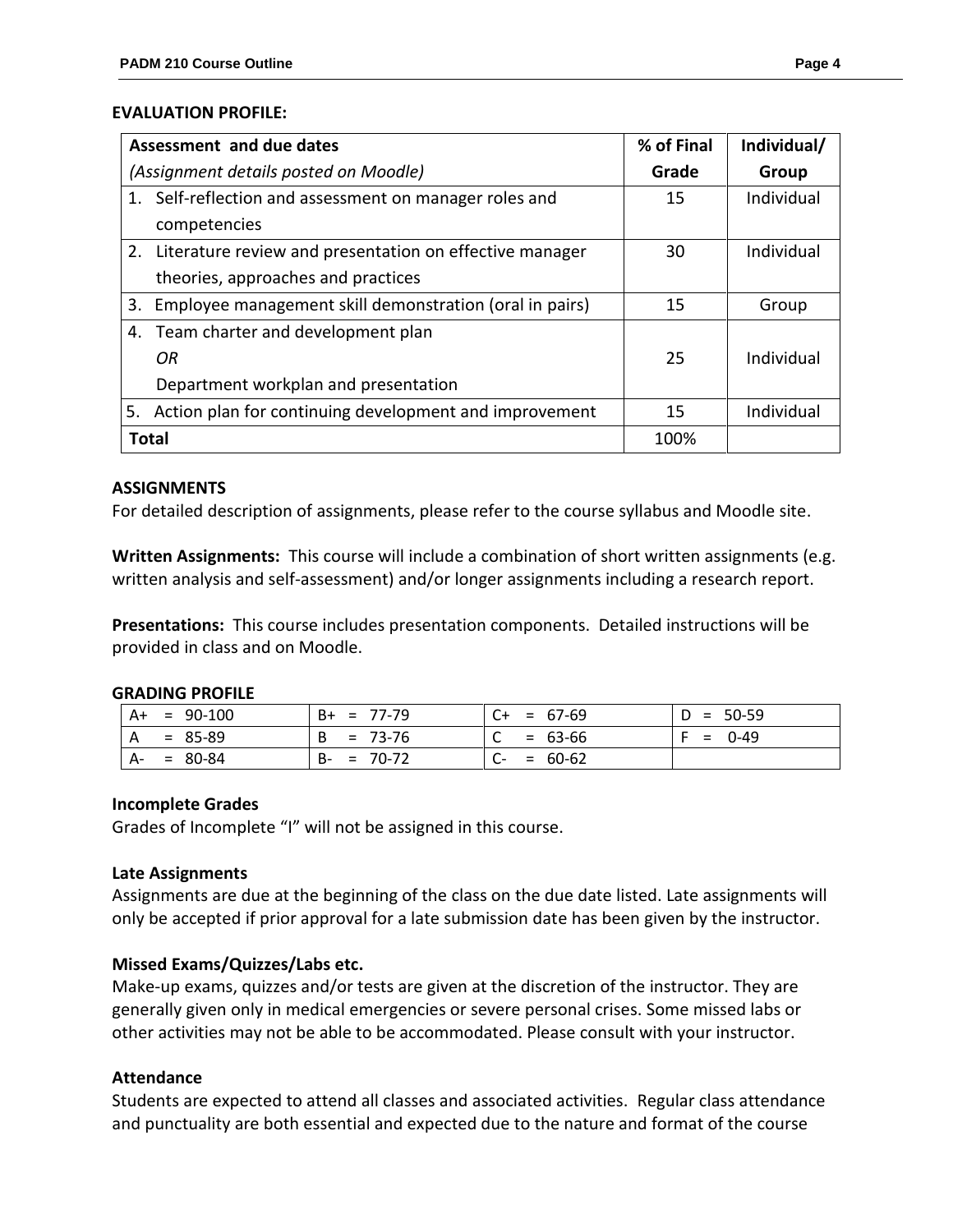**EVALUATION PROFILE:**

| Assessment and due dates<br>*(Assignment details posted on Moodle)* | % of Final Grade | Individual/ Group |
|---|---|---|
| 1. Self-reflection and assessment on manager roles and competencies | 15 | Individual |
| 2. Literature review and presentation on effective manager theories, approaches and practices | 30 | Individual |
| 3. Employee management skill demonstration (oral in pairs) | 15 | Group |
| 4. Team charter and development plan<br>*OR*<br>Department workplan and presentation | 25 | Individual |
| 5. Action plan for continuing development and improvement | 15 | Individual |
| **Total** | 100% | |

**ASSIGNMENTS**

For detailed description of assignments, please refer to the course syllabus and Moodle site.

**Written Assignments:** This course will include a combination of short written assignments (e.g. written analysis and self-assessment) and/or longer assignments including a research report.

**Presentations:** This course includes presentation components. Detailed instructions will be provided in class and on Moodle.

**GRADING PROFILE**

| | | | |
|---|---|---|---|
| A+ = 90-100 | B+ = 77-79 | C+ = 67-69 | D = 50-59 |
| A = 85-89 | B = 73-76 | C = 63-66 | F = 0-49 |
| A- = 80-84 | B- = 70-72 | C- = 60-62 | |

**Incomplete Grades**

Grades of Incomplete "I" will not be assigned in this course.

**Late Assignments**

Assignments are due at the beginning of the class on the due date listed. Late assignments will only be accepted if prior approval for a late submission date has been given by the instructor.

**Missed Exams/Quizzes/Labs etc.**

Make-up exams, quizzes and/or tests are given at the discretion of the instructor. They are generally given only in medical emergencies or severe personal crises. Some missed labs or other activities may not be able to be accommodated. Please consult with your instructor.

**Attendance**

Students are expected to attend all classes and associated activities. Regular class attendance and punctuality are both essential and expected due to the nature and format of the course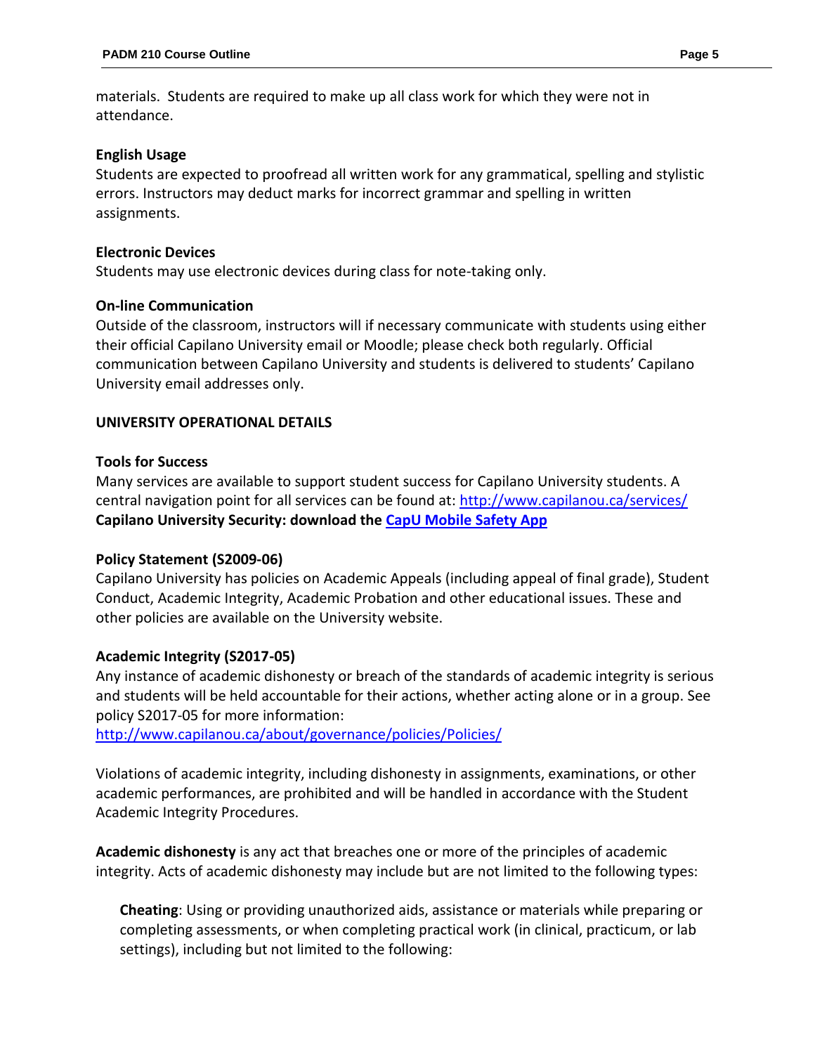materials. Students are required to make up all class work for which they were not in attendance.

**English Usage**

Students are expected to proofread all written work for any grammatical, spelling and stylistic errors. Instructors may deduct marks for incorrect grammar and spelling in written assignments.

**Electronic Devices**

Students may use electronic devices during class for note-taking only.

**On-line Communication**

Outside of the classroom, instructors will if necessary communicate with students using either their official Capilano University email or Moodle; please check both regularly. Official communication between Capilano University and students is delivered to students' Capilano University email addresses only.

## UNIVERSITY OPERATIONAL DETAILS

**Tools for Success**

Many services are available to support student success for Capilano University students. A central navigation point for all services can be found at: http://www.capilanou.ca/services/
**Capilano University Security: download the [CapU Mobile Safety App]()**

**Policy Statement (S2009-06)**

Capilano University has policies on Academic Appeals (including appeal of final grade), Student Conduct, Academic Integrity, Academic Probation and other educational issues. These and other policies are available on the University website.

**Academic Integrity (S2017-05)**

Any instance of academic dishonesty or breach of the standards of academic integrity is serious and students will be held accountable for their actions, whether acting alone or in a group. See policy S2017-05 for more information:
http://www.capilanou.ca/about/governance/policies/Policies/

Violations of academic integrity, including dishonesty in assignments, examinations, or other academic performances, are prohibited and will be handled in accordance with the Student Academic Integrity Procedures.

**Academic dishonesty** is any act that breaches one or more of the principles of academic integrity. Acts of academic dishonesty may include but are not limited to the following types:

> **Cheating**: Using or providing unauthorized aids, assistance or materials while preparing or completing assessments, or when completing practical work (in clinical, practicum, or lab settings), including but not limited to the following: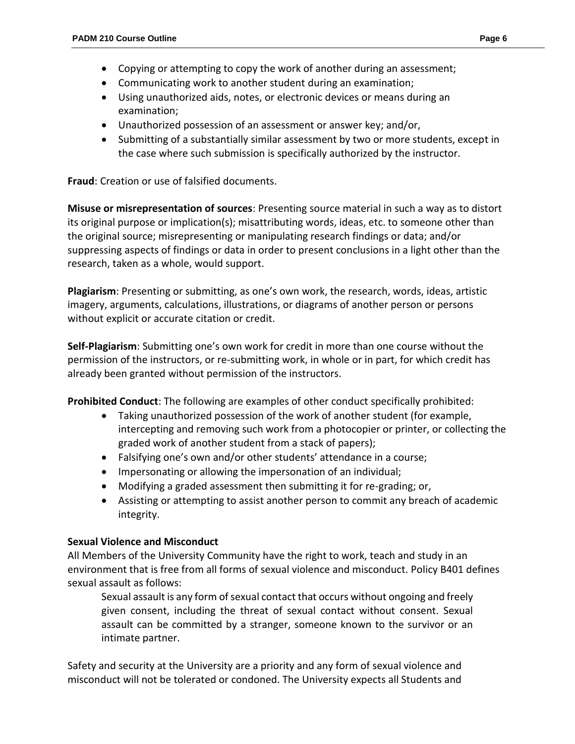- Copying or attempting to copy the work of another during an assessment;
- Communicating work to another student during an examination;
- Using unauthorized aids, notes, or electronic devices or means during an examination;
- Unauthorized possession of an assessment or answer key; and/or,
- Submitting of a substantially similar assessment by two or more students, except in the case where such submission is specifically authorized by the instructor.

**Fraud**: Creation or use of falsified documents.

**Misuse or misrepresentation of sources**: Presenting source material in such a way as to distort its original purpose or implication(s); misattributing words, ideas, etc. to someone other than the original source; misrepresenting or manipulating research findings or data; and/or suppressing aspects of findings or data in order to present conclusions in a light other than the research, taken as a whole, would support.

**Plagiarism**: Presenting or submitting, as one's own work, the research, words, ideas, artistic imagery, arguments, calculations, illustrations, or diagrams of another person or persons without explicit or accurate citation or credit.

**Self-Plagiarism**: Submitting one's own work for credit in more than one course without the permission of the instructors, or re-submitting work, in whole or in part, for which credit has already been granted without permission of the instructors.

**Prohibited Conduct**: The following are examples of other conduct specifically prohibited:

- Taking unauthorized possession of the work of another student (for example, intercepting and removing such work from a photocopier or printer, or collecting the graded work of another student from a stack of papers);
- Falsifying one's own and/or other students' attendance in a course;
- Impersonating or allowing the impersonation of an individual;
- Modifying a graded assessment then submitting it for re-grading; or,
- Assisting or attempting to assist another person to commit any breach of academic integrity.

**Sexual Violence and Misconduct**

All Members of the University Community have the right to work, teach and study in an environment that is free from all forms of sexual violence and misconduct. Policy B401 defines sexual assault as follows:

> Sexual assault is any form of sexual contact that occurs without ongoing and freely given consent, including the threat of sexual contact without consent. Sexual assault can be committed by a stranger, someone known to the survivor or an intimate partner.

Safety and security at the University are a priority and any form of sexual violence and misconduct will not be tolerated or condoned. The University expects all Students and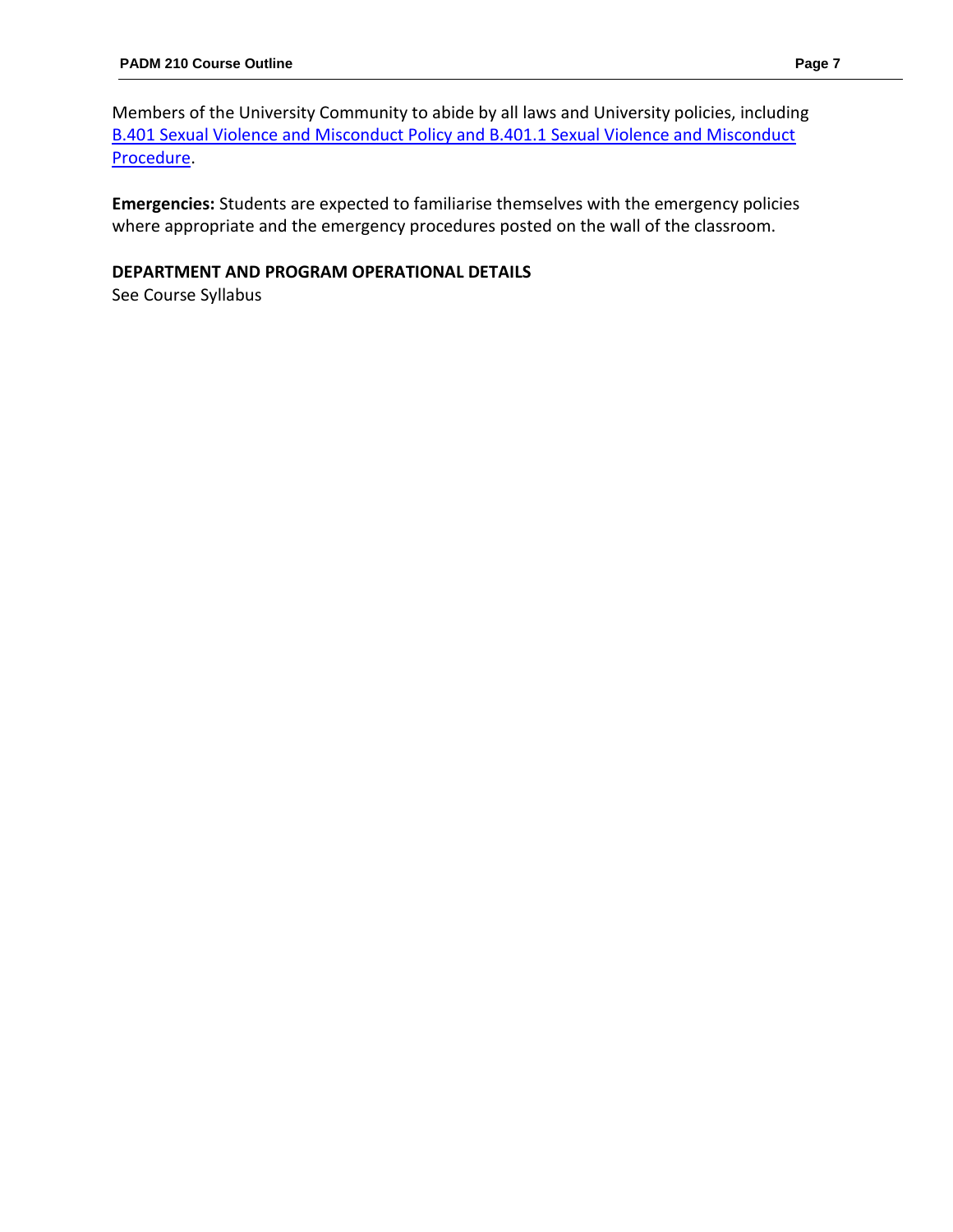Members of the University Community to abide by all laws and University policies, including B.401 Sexual Violence and Misconduct Policy and B.401.1 Sexual Violence and Misconduct Procedure.

**Emergencies:** Students are expected to familiarise themselves with the emergency policies where appropriate and the emergency procedures posted on the wall of the classroom.

## DEPARTMENT AND PROGRAM OPERATIONAL DETAILS

See Course Syllabus